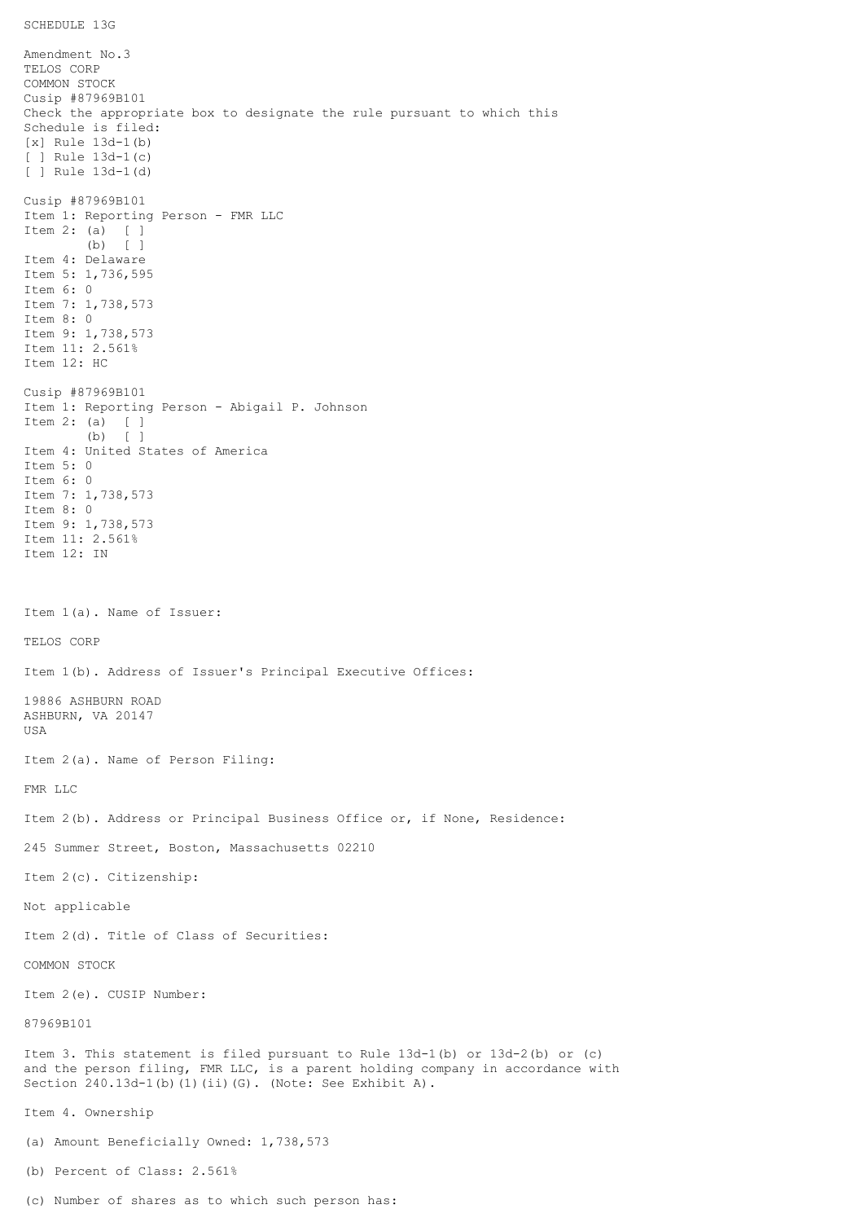SCHEDULE 13G

Amendment No.3
TELOS CORP
COMMON STOCK
Cusip #87969B101
Check the appropriate box to designate the rule pursuant to which this Schedule is filed:
[x] Rule 13d-1(b)
[ ] Rule 13d-1(c)
[ ] Rule 13d-1(d)

Cusip #87969B101
Item 1: Reporting Person - FMR LLC
Item 2: (a) [ ]
(b) [ ]
Item 4: Delaware
Item 5: 1,736,595
Item 6: 0
Item 7: 1,738,573
Item 8: 0
Item 9: 1,738,573
Item 11: 2.561%
Item 12: HC

Cusip #87969B101
Item 1: Reporting Person - Abigail P. Johnson
Item 2: (a) [ ]
(b) [ ]
Item 4: United States of America
Item 5: 0
Item 6: 0
Item 7: 1,738,573
Item 8: 0
Item 9: 1,738,573
Item 11: 2.561%
Item 12: IN

Item 1(a). Name of Issuer:

TELOS CORP

Item 1(b). Address of Issuer's Principal Executive Offices:

19886 ASHBURN ROAD
ASHBURN, VA 20147
USA

Item 2(a). Name of Person Filing:

FMR LLC

Item 2(b). Address or Principal Business Office or, if None, Residence:

245 Summer Street, Boston, Massachusetts 02210

Item 2(c). Citizenship:

Not applicable

Item 2(d). Title of Class of Securities:

COMMON STOCK

Item 2(e). CUSIP Number:

87969B101

Item 3. This statement is filed pursuant to Rule 13d-1(b) or 13d-2(b) or (c) and the person filing, FMR LLC, is a parent holding company in accordance with Section 240.13d-1(b)(1)(ii)(G). (Note: See Exhibit A).

Item 4. Ownership

(a) Amount Beneficially Owned: 1,738,573

(b) Percent of Class: 2.561%

(c) Number of shares as to which such person has: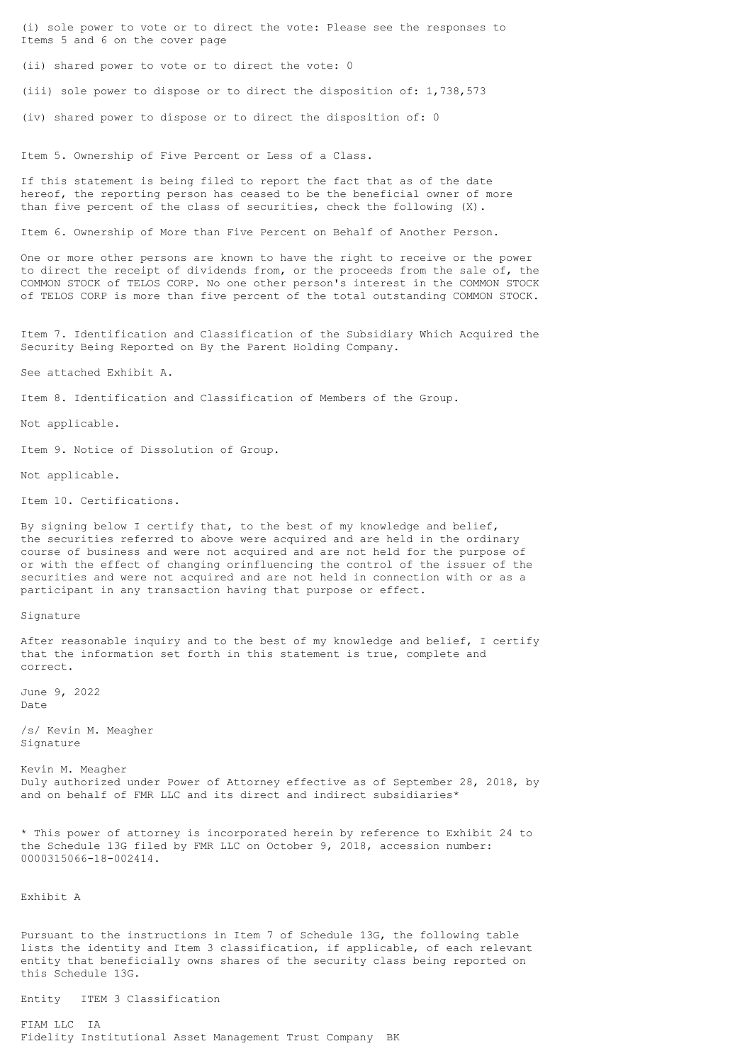(i) sole power to vote or to direct the vote: Please see the responses to Items 5 and 6 on the cover page

(ii) shared power to vote or to direct the vote: 0

(iii) sole power to dispose or to direct the disposition of: 1,738,573

(iv) shared power to dispose or to direct the disposition of: 0

## Item 5. Ownership of Five Percent or Less of a Class.

If this statement is being filed to report the fact that as of the date hereof, the reporting person has ceased to be the beneficial owner of more than five percent of the class of securities, check the following (X).

## Item 6. Ownership of More than Five Percent on Behalf of Another Person.

One or more other persons are known to have the right to receive or the power to direct the receipt of dividends from, or the proceeds from the sale of, the COMMON STOCK of TELOS CORP. No one other person's interest in the COMMON STOCK of TELOS CORP is more than five percent of the total outstanding COMMON STOCK.

## Item 7. Identification and Classification of the Subsidiary Which Acquired the Security Being Reported on By the Parent Holding Company.

See attached Exhibit A.

## Item 8. Identification and Classification of Members of the Group.

Not applicable.

## Item 9. Notice of Dissolution of Group.

Not applicable.

## Item 10. Certifications.

By signing below I certify that, to the best of my knowledge and belief, the securities referred to above were acquired and are held in the ordinary course of business and were not acquired and are not held for the purpose of or with the effect of changing orinfluencing the control of the issuer of the securities and were not acquired and are not held in connection with or as a participant in any transaction having that purpose or effect.

Signature

After reasonable inquiry and to the best of my knowledge and belief, I certify that the information set forth in this statement is true, complete and correct.

June 9, 2022
Date

/s/ Kevin M. Meagher
Signature

Kevin M. Meagher
Duly authorized under Power of Attorney effective as of September 28, 2018, by and on behalf of FMR LLC and its direct and indirect subsidiaries*

* This power of attorney is incorporated herein by reference to Exhibit 24 to the Schedule 13G filed by FMR LLC on October 9, 2018, accession number: 0000315066-18-002414.

## Exhibit A

Pursuant to the instructions in Item 7 of Schedule 13G, the following table lists the identity and Item 3 classification, if applicable, of each relevant entity that beneficially owns shares of the security class being reported on this Schedule 13G.

| Entity | ITEM 3 Classification |
| --- | --- |
| FIAM LLC | IA |
| Fidelity Institutional Asset Management Trust Company | BK |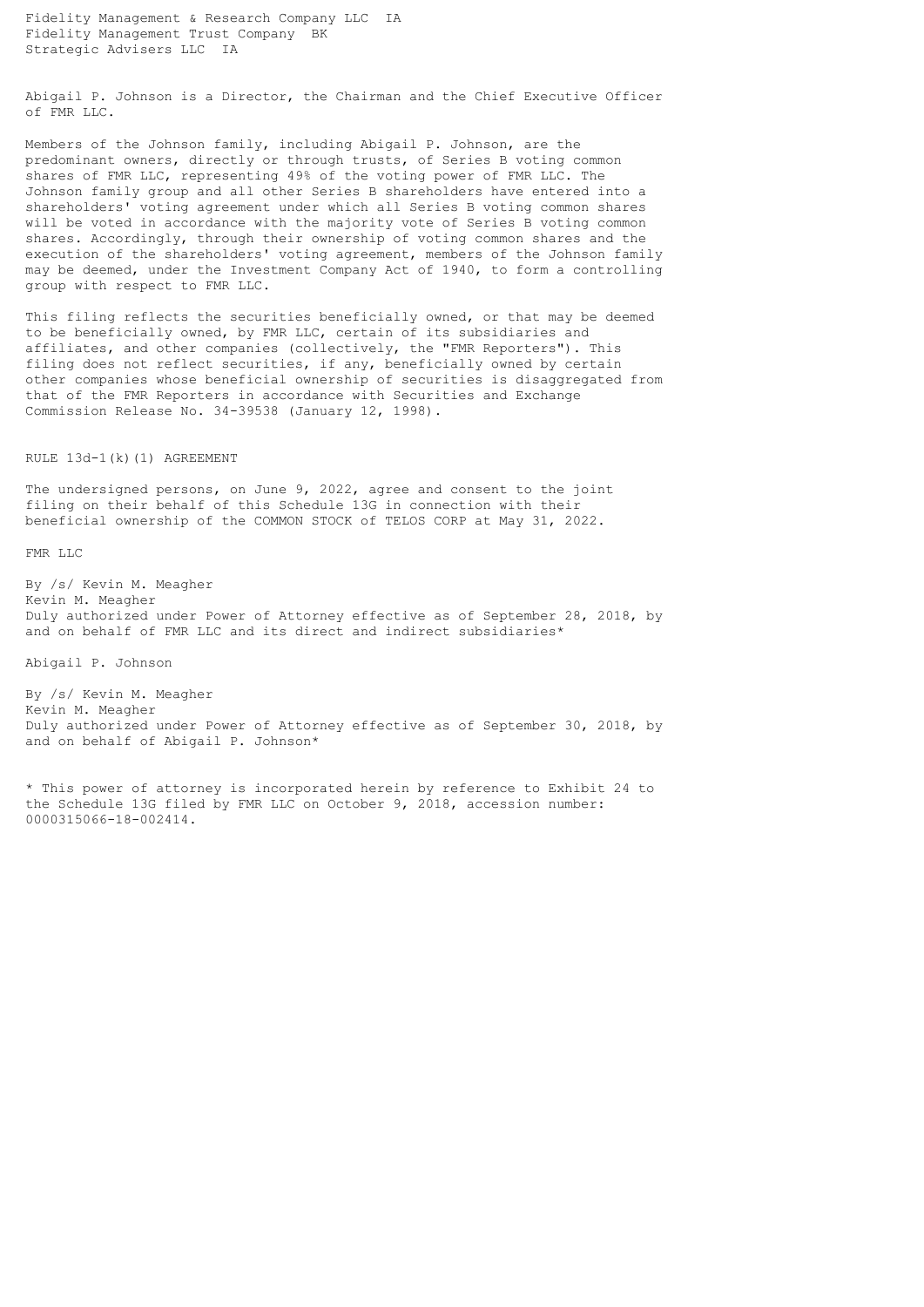Fidelity Management & Research Company LLC IA
Fidelity Management Trust Company BK
Strategic Advisers LLC IA

Abigail P. Johnson is a Director, the Chairman and the Chief Executive Officer of FMR LLC.

Members of the Johnson family, including Abigail P. Johnson, are the predominant owners, directly or through trusts, of Series B voting common shares of FMR LLC, representing 49% of the voting power of FMR LLC. The Johnson family group and all other Series B shareholders have entered into a shareholders' voting agreement under which all Series B voting common shares will be voted in accordance with the majority vote of Series B voting common shares. Accordingly, through their ownership of voting common shares and the execution of the shareholders' voting agreement, members of the Johnson family may be deemed, under the Investment Company Act of 1940, to form a controlling group with respect to FMR LLC.

This filing reflects the securities beneficially owned, or that may be deemed to be beneficially owned, by FMR LLC, certain of its subsidiaries and affiliates, and other companies (collectively, the "FMR Reporters"). This filing does not reflect securities, if any, beneficially owned by certain other companies whose beneficial ownership of securities is disaggregated from that of the FMR Reporters in accordance with Securities and Exchange Commission Release No. 34-39538 (January 12, 1998).

RULE 13d-1(k)(1) AGREEMENT

The undersigned persons, on June 9, 2022, agree and consent to the joint filing on their behalf of this Schedule 13G in connection with their beneficial ownership of the COMMON STOCK of TELOS CORP at May 31, 2022.

FMR LLC

By /s/ Kevin M. Meagher
Kevin M. Meagher
Duly authorized under Power of Attorney effective as of September 28, 2018, by and on behalf of FMR LLC and its direct and indirect subsidiaries*

Abigail P. Johnson

By /s/ Kevin M. Meagher
Kevin M. Meagher
Duly authorized under Power of Attorney effective as of September 30, 2018, by and on behalf of Abigail P. Johnson*

* This power of attorney is incorporated herein by reference to Exhibit 24 to the Schedule 13G filed by FMR LLC on October 9, 2018, accession number: 0000315066-18-002414.